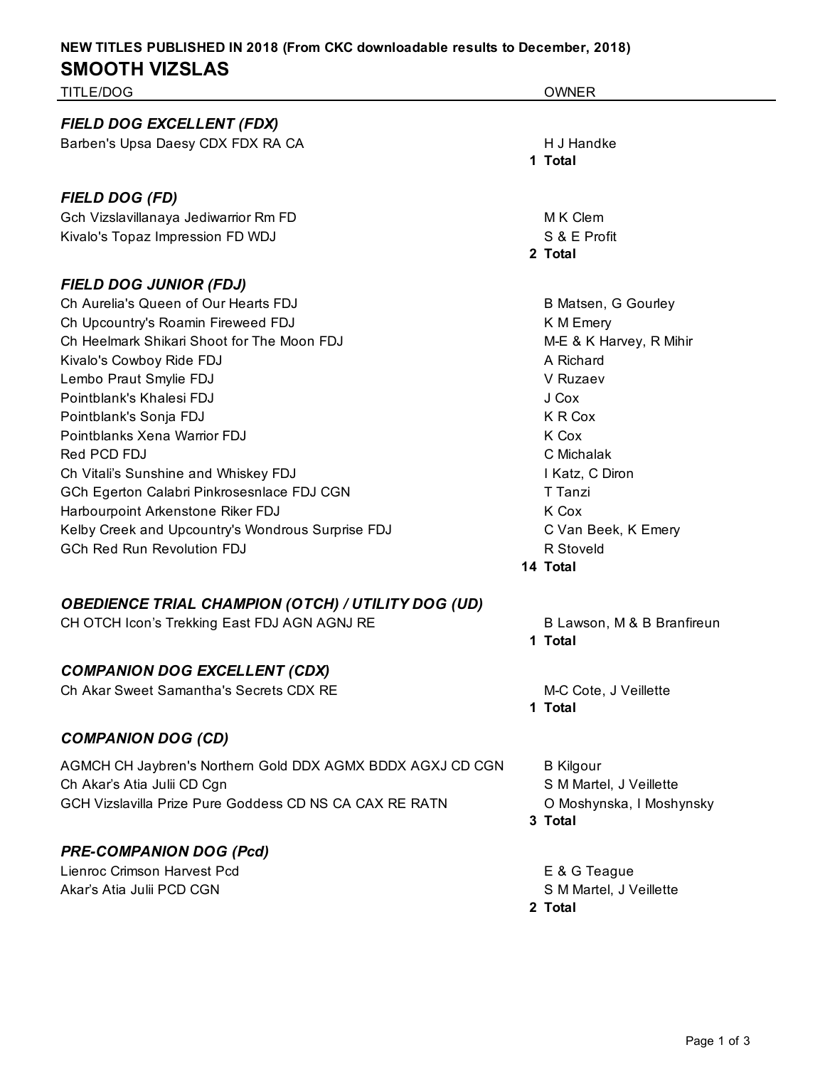**NEW TITLES PUBLISHED IN 2018 (From CKC downloadable results to December, 2018)**

# SMOOTH VIZSLAS

| TITLE/DOG | OWNER |
|---|---|
| ***FIELD DOG EXCELLENT (FDX)*** | |
| Barben's Upsa Daesy CDX FDX RA CA | H J Handke |
| | **1 Total** |
| ***FIELD DOG (FD)*** | |
| Gch Vizslavillanaya Jediwarrior Rm FD | M K Clem |
| Kivalo's Topaz Impression FD WDJ | S & E Profit |
| | **2 Total** |
| ***FIELD DOG JUNIOR (FDJ)*** | |
| Ch Aurelia's Queen of Our Hearts FDJ | B Matsen, G Gourley |
| Ch Upcountry's Roamin Fireweed FDJ | K M Emery |
| Ch Heelmark Shikari Shoot for The Moon FDJ | M-E & K Harvey, R Mihir |
| Kivalo's Cowboy Ride FDJ | A Richard |
| Lembo Praut Smylie FDJ | V Ruzaev |
| Pointblank's Khalesi FDJ | J Cox |
| Pointblank's Sonja FDJ | K R Cox |
| Pointblanks Xena Warrior FDJ | K Cox |
| Red PCD FDJ | C Michalak |
| Ch Vitali's Sunshine and Whiskey FDJ | I Katz, C Diron |
| GCh Egerton Calabri Pinkrosesnlace FDJ CGN | T Tanzi |
| Harbourpoint Arkenstone Riker FDJ | K Cox |
| Kelby Creek and Upcountry's Wondrous Surprise FDJ | C Van Beek, K Emery |
| GCh Red Run Revolution FDJ | R Stoveld |
| | **14 Total** |
| ***OBEDIENCE TRIAL CHAMPION (OTCH) / UTILITY DOG (UD)*** | |
| CH OTCH Icon's Trekking East FDJ AGN AGNJ RE | B Lawson, M & B Branfireun |
| | **1 Total** |
| ***COMPANION DOG EXCELLENT (CDX)*** | |
| Ch Akar Sweet Samantha's Secrets CDX RE | M-C Cote, J Veillette |
| | **1 Total** |
| ***COMPANION DOG (CD)*** | |
| AGMCH CH Jaybren's Northern Gold DDX AGMX BDDX AGXJ CD CGN | B Kilgour |
| Ch Akar's Atia Julii CD Cgn | S M Martel, J Veillette |
| GCH Vizslavilla Prize Pure Goddess CD NS CA CAX RE RATN | O Moshynska, I Moshynsky |
| | **3 Total** |
| ***PRE-COMPANION DOG (Pcd)*** | |
| Lienroc Crimson Harvest Pcd | E & G Teague |
| Akar's Atia Julii PCD CGN | S M Martel, J Veillette |
| | **2 Total** |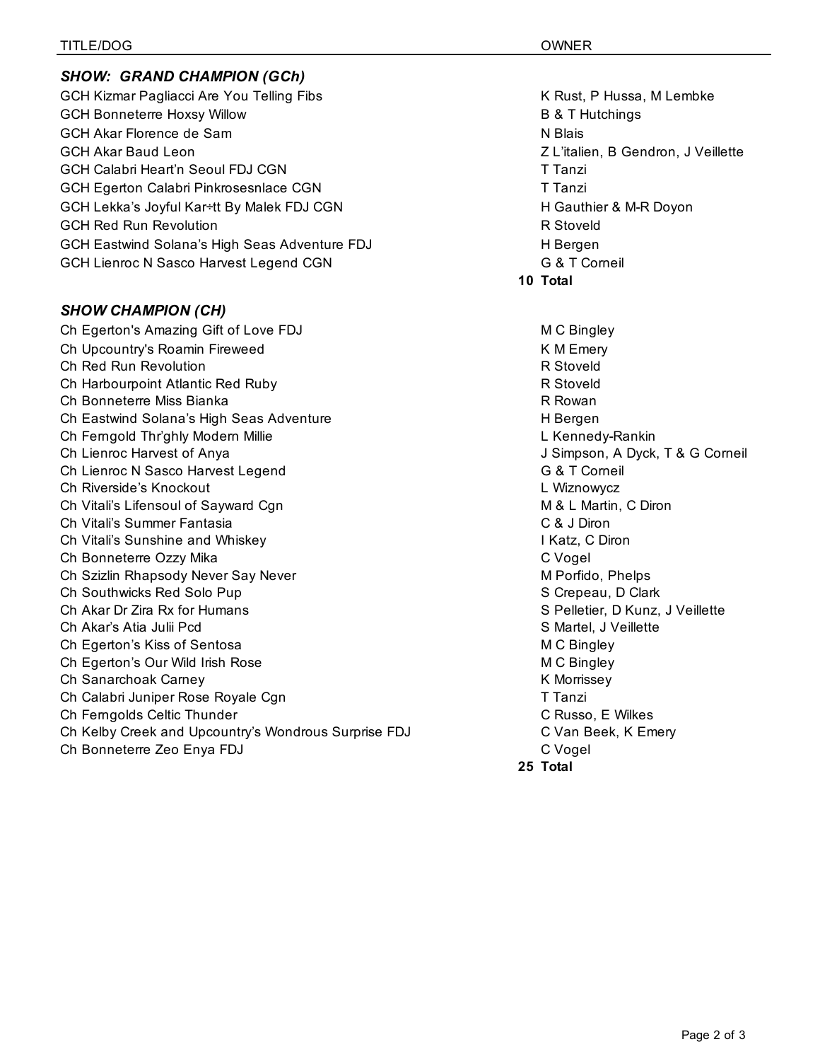| TITLE/DOG | OWNER |
| --- | --- |
| ***SHOW: GRAND CHAMPION (GCh)*** | |
| GCH Kizmar Pagliacci Are You Telling Fibs | K Rust, P Hussa, M Lembke |
| GCH Bonneterre Hoxsy Willow | B & T Hutchings |
| GCH Akar Florence de Sam | N Blais |
| GCH Akar Baud Leon | Z L'italien, B Gendron, J Veillette |
| GCH Calabri Heart'n Seoul FDJ CGN | T Tanzi |
| GCH Egerton Calabri Pinkrosesnlace CGN | T Tanzi |
| GCH Lekka's Joyful Kar÷tt By Malek FDJ CGN | H Gauthier & M-R Doyon |
| GCH Red Run Revolution | R Stoveld |
| GCH Eastwind Solana's High Seas Adventure FDJ | H Bergen |
| GCH Lienroc N Sasco Harvest Legend CGN | G & T Corneil |
| **10** | **Total** |
| ***SHOW CHAMPION (CH)*** | |
| Ch Egerton's Amazing Gift of Love FDJ | M C Bingley |
| Ch Upcountry's Roamin Fireweed | K M Emery |
| Ch Red Run Revolution | R Stoveld |
| Ch Harbourpoint Atlantic Red Ruby | R Stoveld |
| Ch Bonneterre Miss Bianka | R Rowan |
| Ch Eastwind Solana's High Seas Adventure | H Bergen |
| Ch Ferngold Thr'ghly Modern Millie | L Kennedy-Rankin |
| Ch Lienroc Harvest of Anya | J Simpson, A Dyck, T & G Corneil |
| Ch Lienroc N Sasco Harvest Legend | G & T Corneil |
| Ch Riverside's Knockout | L Wiznowycz |
| Ch Vitali's Lifensoul of Sayward Cgn | M & L Martin, C Diron |
| Ch Vitali's Summer Fantasia | C & J Diron |
| Ch Vitali's Sunshine and Whiskey | I Katz, C Diron |
| Ch Bonneterre Ozzy Mika | C Vogel |
| Ch Szizlin Rhapsody Never Say Never | M Porfido, Phelps |
| Ch Southwicks Red Solo Pup | S Crepeau, D Clark |
| Ch Akar Dr Zira Rx for Humans | S Pelletier, D Kunz, J Veillette |
| Ch Akar's Atia Julii Pcd | S Martel, J Veillette |
| Ch Egerton's Kiss of Sentosa | M C Bingley |
| Ch Egerton's Our Wild Irish Rose | M C Bingley |
| Ch Sanarchoak Carney | K Morrissey |
| Ch Calabri Juniper Rose Royale Cgn | T Tanzi |
| Ch Ferngolds Celtic Thunder | C Russo, E Wilkes |
| Ch Kelby Creek and Upcountry's Wondrous Surprise FDJ | C Van Beek, K Emery |
| Ch Bonneterre Zeo Enya FDJ | C Vogel |
| **25** | **Total** |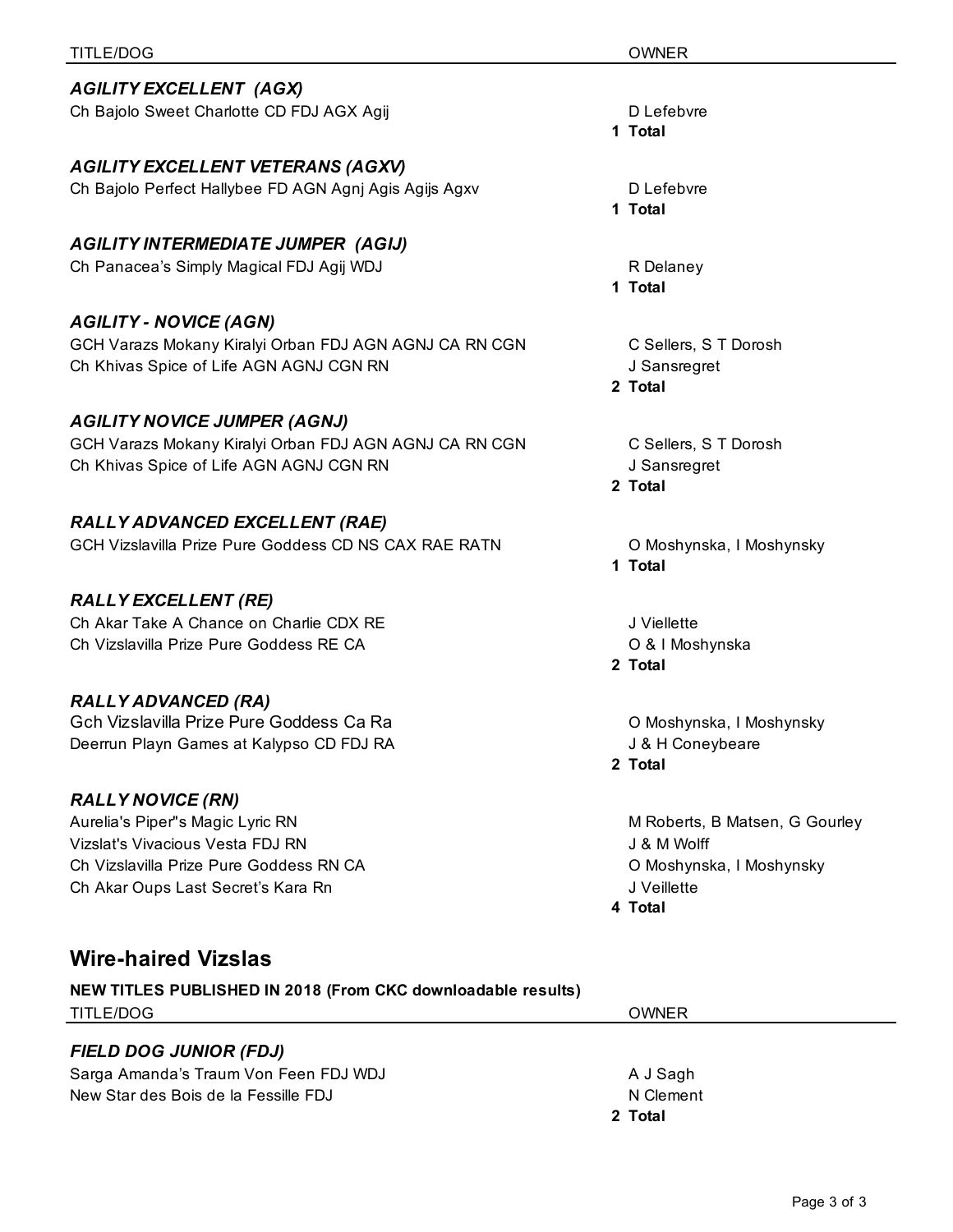| TITLE/DOG | OWNER |
|---|---|
| ***AGILITY EXCELLENT (AGX)*** | |
| Ch Bajolo Sweet Charlotte CD FDJ AGX Agij | D Lefebvre |
| | **1 Total** |
| ***AGILITY EXCELLENT VETERANS (AGXV)*** | |
| Ch Bajolo Perfect Hallybee FD AGN Agnj Agis Agijs Agxv | D Lefebvre |
| | **1 Total** |
| ***AGILITY INTERMEDIATE JUMPER (AGIJ)*** | |
| Ch Panacea's Simply Magical FDJ Agij WDJ | R Delaney |
| | **1 Total** |
| ***AGILITY - NOVICE (AGN)*** | |
| GCH Varazs Mokany Kiralyi Orban FDJ AGN AGNJ CA RN CGN | C Sellers, S T Dorosh |
| Ch Khivas Spice of Life AGN AGNJ CGN RN | J Sansregret |
| | **2 Total** |
| ***AGILITY NOVICE JUMPER (AGNJ)*** | |
| GCH Varazs Mokany Kiralyi Orban FDJ AGN AGNJ CA RN CGN | C Sellers, S T Dorosh |
| Ch Khivas Spice of Life AGN AGNJ CGN RN | J Sansregret |
| | **2 Total** |
| ***RALLY ADVANCED EXCELLENT (RAE)*** | |
| GCH Vizslavilla Prize Pure Goddess CD NS CAX RAE RATN | O Moshynska, I Moshynsky |
| | **1 Total** |
| ***RALLY EXCELLENT (RE)*** | |
| Ch Akar Take A Chance on Charlie CDX RE | J Viellette |
| Ch Vizslavilla Prize Pure Goddess RE CA | O & I Moshynska |
| | **2 Total** |
| ***RALLY ADVANCED (RA)*** | |
| Gch Vizslavilla Prize Pure Goddess Ca Ra | O Moshynska, I Moshynsky |
| Deerrun Playn Games at Kalypso CD FDJ RA | J & H Coneybeare |
| | **2 Total** |
| ***RALLY NOVICE (RN)*** | |
| Aurelia's Piper"s Magic Lyric RN | M Roberts, B Matsen, G Gourley |
| Vizslat's Vivacious Vesta FDJ RN | J & M Wolff |
| Ch Vizslavilla Prize Pure Goddess RN CA | O Moshynska, I Moshynsky |
| Ch Akar Oups Last Secret's Kara Rn | J Veillette |
| | **4 Total** |

## Wire-haired Vizslas

**NEW TITLES PUBLISHED IN 2018 (From CKC downloadable results)**

| TITLE/DOG | OWNER |
|---|---|
| ***FIELD DOG JUNIOR (FDJ)*** | |
| Sarga Amanda's Traum Von Feen FDJ WDJ | A J Sagh |
| New Star des Bois de la Fessille FDJ | N Clement |
| | **2 Total** |